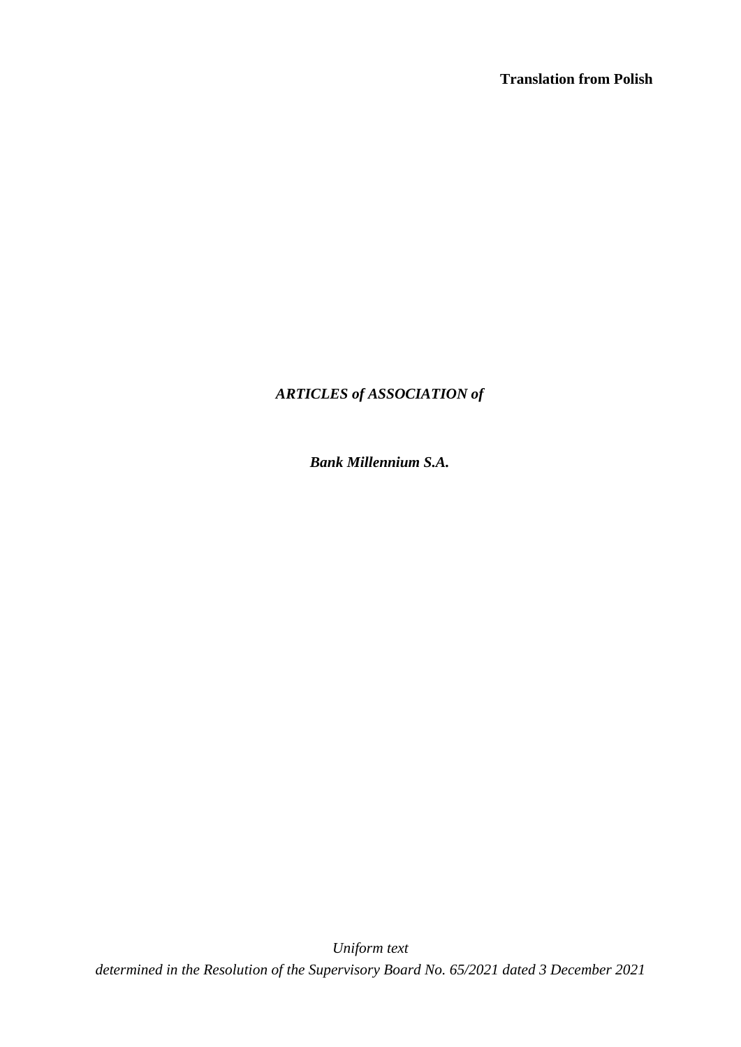**Translation from Polish**

# *ARTICLES of ASSOCIATION of*

## *Bank Millennium S.A.*

*Uniform text*

*determined in the Resolution of the Supervisory Board No. 65/2021 dated 3 December 2021*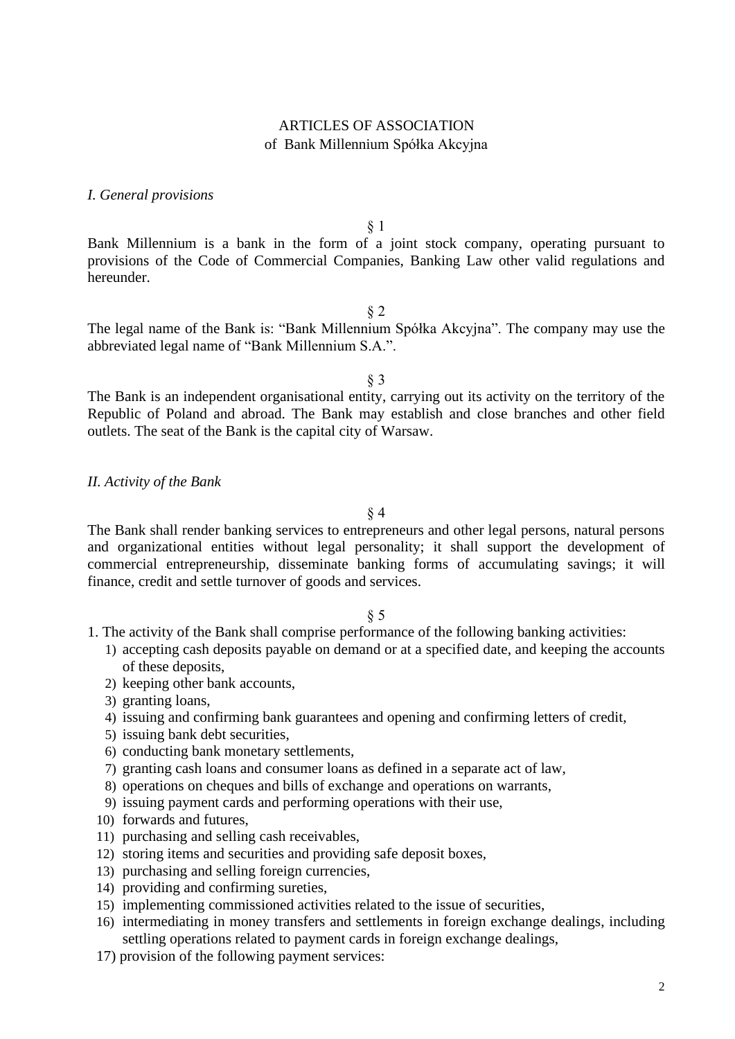ARTICLES OF ASSOCIATION
of Bank Millennium Spółka Akcyjna

*I. General provisions*

§ 1

Bank Millennium is a bank in the form of a joint stock company, operating pursuant to provisions of the Code of Commercial Companies, Banking Law other valid regulations and hereunder.

§ 2

The legal name of the Bank is: "Bank Millennium Spółka Akcyjna". The company may use the abbreviated legal name of "Bank Millennium S.A.".

§ 3

The Bank is an independent organisational entity, carrying out its activity on the territory of the Republic of Poland and abroad. The Bank may establish and close branches and other field outlets. The seat of the Bank is the capital city of Warsaw.

*II. Activity of the Bank*

§ 4

The Bank shall render banking services to entrepreneurs and other legal persons, natural persons and organizational entities without legal personality; it shall support the development of commercial entrepreneurship, disseminate banking forms of accumulating savings; it will finance, credit and settle turnover of goods and services.

§ 5

1. The activity of the Bank shall comprise performance of the following banking activities:
   1) accepting cash deposits payable on demand or at a specified date, and keeping the accounts of these deposits,
   2) keeping other bank accounts,
   3) granting loans,
   4) issuing and confirming bank guarantees and opening and confirming letters of credit,
   5) issuing bank debt securities,
   6) conducting bank monetary settlements,
   7) granting cash loans and consumer loans as defined in a separate act of law,
   8) operations on cheques and bills of exchange and operations on warrants,
   9) issuing payment cards and performing operations with their use,
   10) forwards and futures,
   11) purchasing and selling cash receivables,
   12) storing items and securities and providing safe deposit boxes,
   13) purchasing and selling foreign currencies,
   14) providing and confirming sureties,
   15) implementing commissioned activities related to the issue of securities,
   16) intermediating in money transfers and settlements in foreign exchange dealings, including settling operations related to payment cards in foreign exchange dealings,
   17) provision of the following payment services: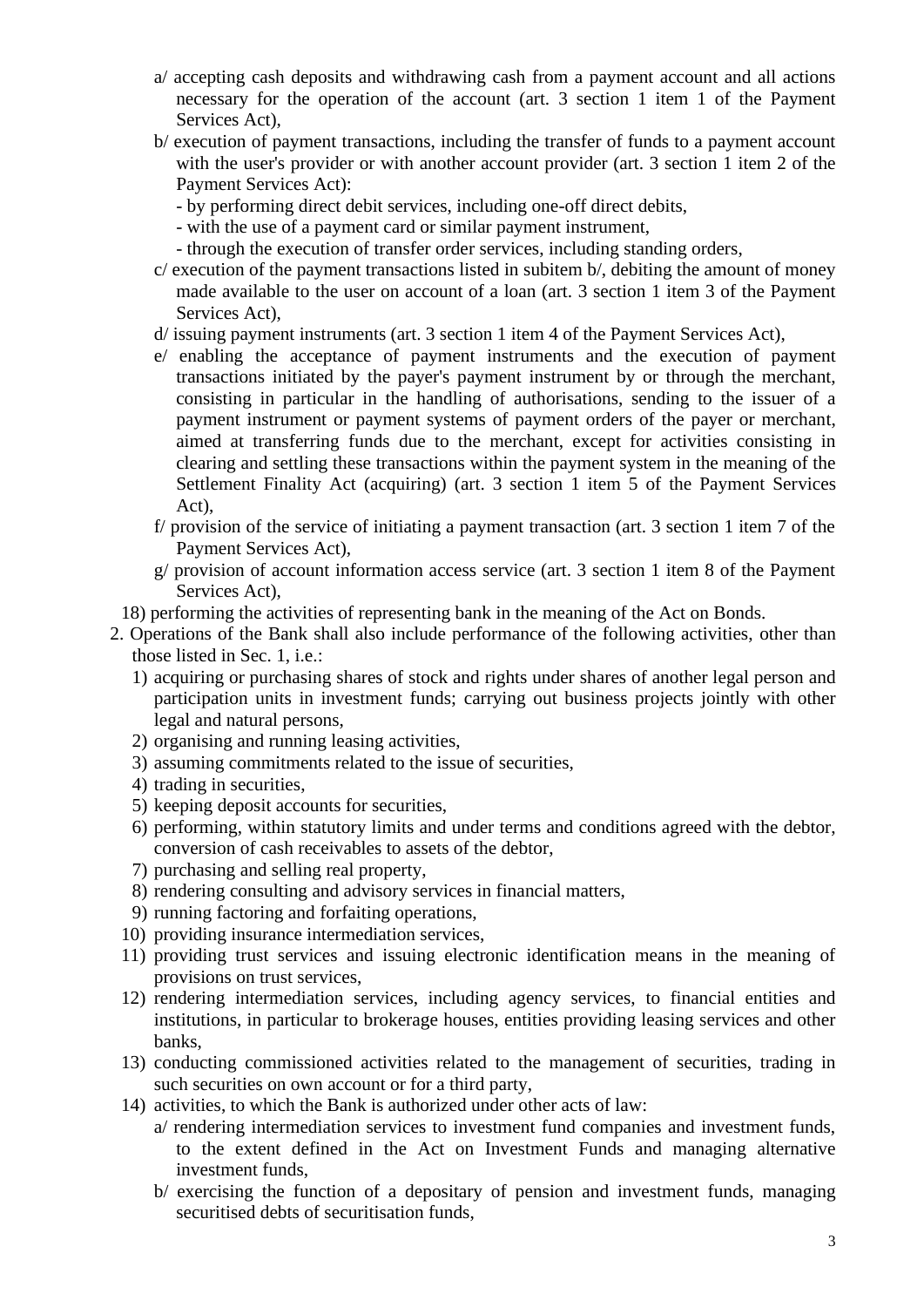a/ accepting cash deposits and withdrawing cash from a payment account and all actions necessary for the operation of the account (art. 3 section 1 item 1 of the Payment Services Act),

b/ execution of payment transactions, including the transfer of funds to a payment account with the user's provider or with another account provider (art. 3 section 1 item 2 of the Payment Services Act):

- by performing direct debit services, including one-off direct debits,
- with the use of a payment card or similar payment instrument,
- through the execution of transfer order services, including standing orders,

c/ execution of the payment transactions listed in subitem b/, debiting the amount of money made available to the user on account of a loan (art. 3 section 1 item 3 of the Payment Services Act),

d/ issuing payment instruments (art. 3 section 1 item 4 of the Payment Services Act),

e/ enabling the acceptance of payment instruments and the execution of payment transactions initiated by the payer's payment instrument by or through the merchant, consisting in particular in the handling of authorisations, sending to the issuer of a payment instrument or payment systems of payment orders of the payer or merchant, aimed at transferring funds due to the merchant, except for activities consisting in clearing and settling these transactions within the payment system in the meaning of the Settlement Finality Act (acquiring) (art. 3 section 1 item 5 of the Payment Services Act),

f/ provision of the service of initiating a payment transaction (art. 3 section 1 item 7 of the Payment Services Act),

g/ provision of account information access service (art. 3 section 1 item 8 of the Payment Services Act),

18) performing the activities of representing bank in the meaning of the Act on Bonds.

2. Operations of the Bank shall also include performance of the following activities, other than those listed in Sec. 1, i.e.:
   1) acquiring or purchasing shares of stock and rights under shares of another legal person and participation units in investment funds; carrying out business projects jointly with other legal and natural persons,
   2) organising and running leasing activities,
   3) assuming commitments related to the issue of securities,
   4) trading in securities,
   5) keeping deposit accounts for securities,
   6) performing, within statutory limits and under terms and conditions agreed with the debtor, conversion of cash receivables to assets of the debtor,
   7) purchasing and selling real property,
   8) rendering consulting and advisory services in financial matters,
   9) running factoring and forfaiting operations,
   10) providing insurance intermediation services,
   11) providing trust services and issuing electronic identification means in the meaning of provisions on trust services,
   12) rendering intermediation services, including agency services, to financial entities and institutions, in particular to brokerage houses, entities providing leasing services and other banks,
   13) conducting commissioned activities related to the management of securities, trading in such securities on own account or for a third party,
   14) activities, to which the Bank is authorized under other acts of law:

       a/ rendering intermediation services to investment fund companies and investment funds, to the extent defined in the Act on Investment Funds and managing alternative investment funds,

       b/ exercising the function of a depositary of pension and investment funds, managing securitised debts of securitisation funds,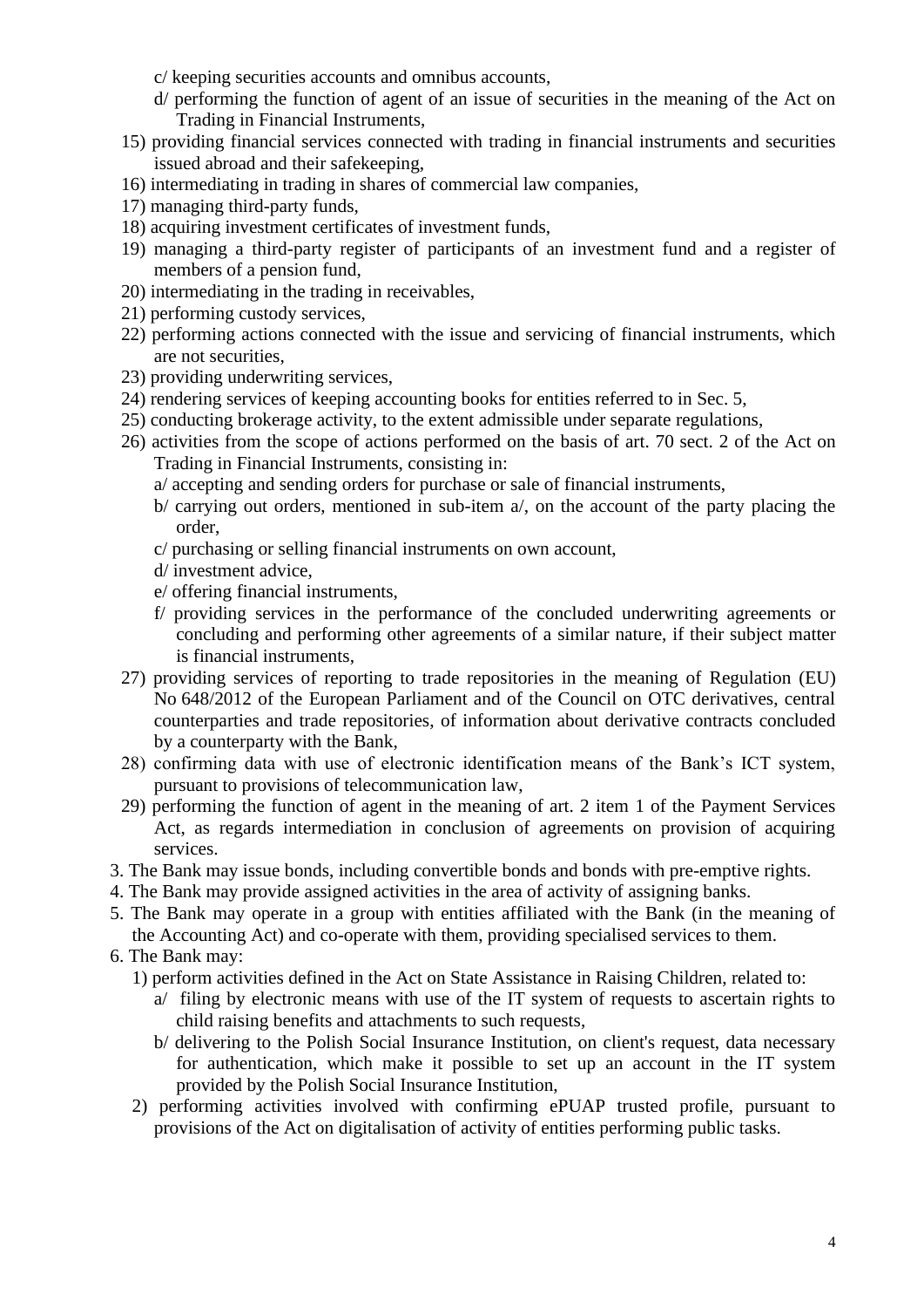c/ keeping securities accounts and omnibus accounts,

d/ performing the function of agent of an issue of securities in the meaning of the Act on Trading in Financial Instruments,

15) providing financial services connected with trading in financial instruments and securities issued abroad and their safekeeping,

16) intermediating in trading in shares of commercial law companies,

17) managing third-party funds,

18) acquiring investment certificates of investment funds,

19) managing a third-party register of participants of an investment fund and a register of members of a pension fund,

20) intermediating in the trading in receivables,

21) performing custody services,

22) performing actions connected with the issue and servicing of financial instruments, which are not securities,

23) providing underwriting services,

24) rendering services of keeping accounting books for entities referred to in Sec. 5,

25) conducting brokerage activity, to the extent admissible under separate regulations,

26) activities from the scope of actions performed on the basis of art. 70 sect. 2 of the Act on Trading in Financial Instruments, consisting in:

a/ accepting and sending orders for purchase or sale of financial instruments,

b/ carrying out orders, mentioned in sub-item a/, on the account of the party placing the order,

c/ purchasing or selling financial instruments on own account,

d/ investment advice,

e/ offering financial instruments,

f/ providing services in the performance of the concluded underwriting agreements or concluding and performing other agreements of a similar nature, if their subject matter is financial instruments,

27) providing services of reporting to trade repositories in the meaning of Regulation (EU) No 648/2012 of the European Parliament and of the Council on OTC derivatives, central counterparties and trade repositories, of information about derivative contracts concluded by a counterparty with the Bank,

28) confirming data with use of electronic identification means of the Bank's ICT system, pursuant to provisions of telecommunication law,

29) performing the function of agent in the meaning of art. 2 item 1 of the Payment Services Act, as regards intermediation in conclusion of agreements on provision of acquiring services.

3. The Bank may issue bonds, including convertible bonds and bonds with pre-emptive rights.
4. The Bank may provide assigned activities in the area of activity of assigning banks.
5. The Bank may operate in a group with entities affiliated with the Bank (in the meaning of the Accounting Act) and co-operate with them, providing specialised services to them.
6. The Bank may:

1) perform activities defined in the Act on State Assistance in Raising Children, related to:

a/ filing by electronic means with use of the IT system of requests to ascertain rights to child raising benefits and attachments to such requests,

b/ delivering to the Polish Social Insurance Institution, on client's request, data necessary for authentication, which make it possible to set up an account in the IT system provided by the Polish Social Insurance Institution,

2) performing activities involved with confirming ePUAP trusted profile, pursuant to provisions of the Act on digitalisation of activity of entities performing public tasks.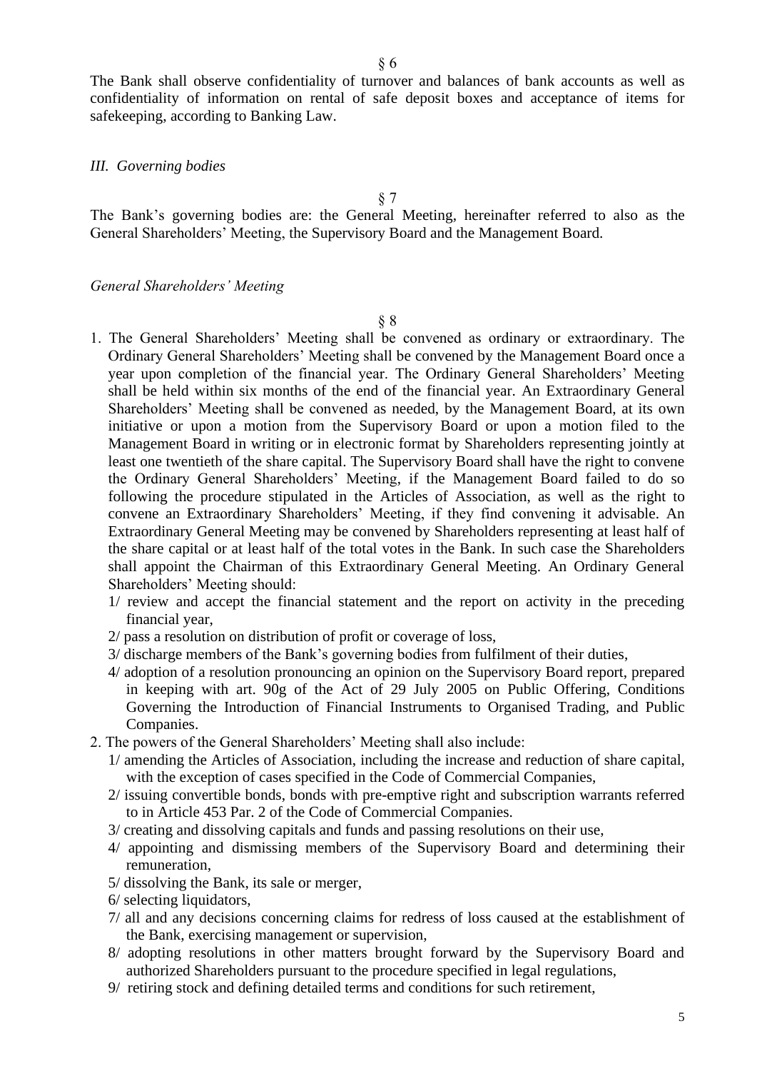§ 6

The Bank shall observe confidentiality of turnover and balances of bank accounts as well as confidentiality of information on rental of safe deposit boxes and acceptance of items for safekeeping, according to Banking Law.

## *III. Governing bodies*

§ 7

The Bank's governing bodies are: the General Meeting, hereinafter referred to also as the General Shareholders' Meeting, the Supervisory Board and the Management Board.

### *General Shareholders' Meeting*

§ 8

1. The General Shareholders' Meeting shall be convened as ordinary or extraordinary. The Ordinary General Shareholders' Meeting shall be convened by the Management Board once a year upon completion of the financial year. The Ordinary General Shareholders' Meeting shall be held within six months of the end of the financial year. An Extraordinary General Shareholders' Meeting shall be convened as needed, by the Management Board, at its own initiative or upon a motion from the Supervisory Board or upon a motion filed to the Management Board in writing or in electronic format by Shareholders representing jointly at least one twentieth of the share capital. The Supervisory Board shall have the right to convene the Ordinary General Shareholders' Meeting, if the Management Board failed to do so following the procedure stipulated in the Articles of Association, as well as the right to convene an Extraordinary Shareholders' Meeting, if they find convening it advisable. An Extraordinary General Meeting may be convened by Shareholders representing at least half of the share capital or at least half of the total votes in the Bank. In such case the Shareholders shall appoint the Chairman of this Extraordinary General Meeting. An Ordinary General Shareholders' Meeting should:
   1/ review and accept the financial statement and the report on activity in the preceding financial year,
   2/ pass a resolution on distribution of profit or coverage of loss,
   3/ discharge members of the Bank's governing bodies from fulfilment of their duties,
   4/ adoption of a resolution pronouncing an opinion on the Supervisory Board report, prepared in keeping with art. 90g of the Act of 29 July 2005 on Public Offering, Conditions Governing the Introduction of Financial Instruments to Organised Trading, and Public Companies.
2. The powers of the General Shareholders' Meeting shall also include:
   1/ amending the Articles of Association, including the increase and reduction of share capital, with the exception of cases specified in the Code of Commercial Companies,
   2/ issuing convertible bonds, bonds with pre-emptive right and subscription warrants referred to in Article 453 Par. 2 of the Code of Commercial Companies.
   3/ creating and dissolving capitals and funds and passing resolutions on their use,
   4/ appointing and dismissing members of the Supervisory Board and determining their remuneration,
   5/ dissolving the Bank, its sale or merger,
   6/ selecting liquidators,
   7/ all and any decisions concerning claims for redress of loss caused at the establishment of the Bank, exercising management or supervision,
   8/ adopting resolutions in other matters brought forward by the Supervisory Board and authorized Shareholders pursuant to the procedure specified in legal regulations,
   9/ retiring stock and defining detailed terms and conditions for such retirement,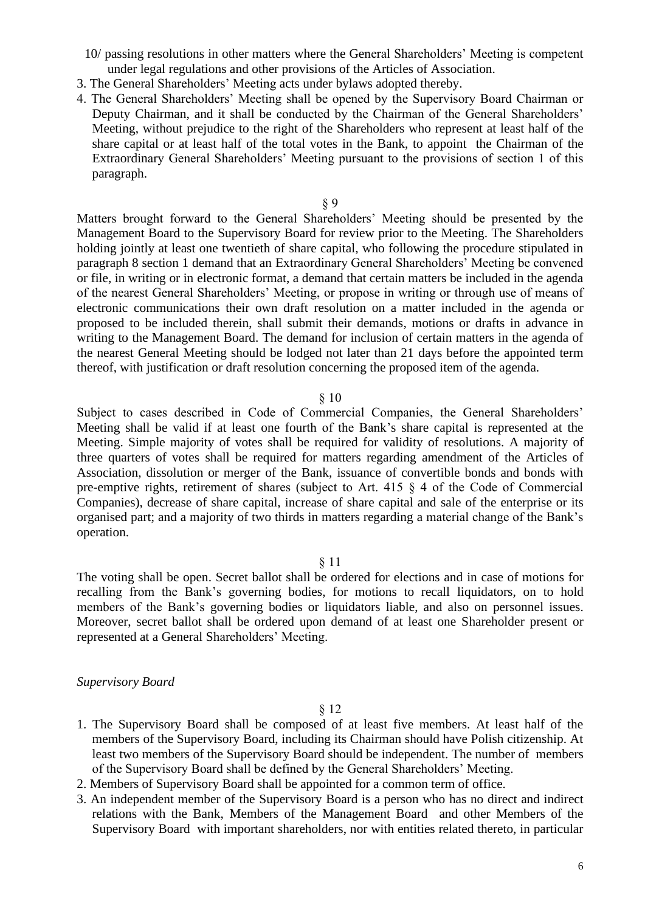10/ passing resolutions in other matters where the General Shareholders' Meeting is competent under legal regulations and other provisions of the Articles of Association.

3. The General Shareholders' Meeting acts under bylaws adopted thereby.
4. The General Shareholders' Meeting shall be opened by the Supervisory Board Chairman or Deputy Chairman, and it shall be conducted by the Chairman of the General Shareholders' Meeting, without prejudice to the right of the Shareholders who represent at least half of the share capital or at least half of the total votes in the Bank, to appoint the Chairman of the Extraordinary General Shareholders' Meeting pursuant to the provisions of section 1 of this paragraph.

§ 9

Matters brought forward to the General Shareholders' Meeting should be presented by the Management Board to the Supervisory Board for review prior to the Meeting. The Shareholders holding jointly at least one twentieth of share capital, who following the procedure stipulated in paragraph 8 section 1 demand that an Extraordinary General Shareholders' Meeting be convened or file, in writing or in electronic format, a demand that certain matters be included in the agenda of the nearest General Shareholders' Meeting, or propose in writing or through use of means of electronic communications their own draft resolution on a matter included in the agenda or proposed to be included therein, shall submit their demands, motions or drafts in advance in writing to the Management Board. The demand for inclusion of certain matters in the agenda of the nearest General Meeting should be lodged not later than 21 days before the appointed term thereof, with justification or draft resolution concerning the proposed item of the agenda.

§ 10

Subject to cases described in Code of Commercial Companies, the General Shareholders' Meeting shall be valid if at least one fourth of the Bank's share capital is represented at the Meeting. Simple majority of votes shall be required for validity of resolutions. A majority of three quarters of votes shall be required for matters regarding amendment of the Articles of Association, dissolution or merger of the Bank, issuance of convertible bonds and bonds with pre-emptive rights, retirement of shares (subject to Art. 415 § 4 of the Code of Commercial Companies), decrease of share capital, increase of share capital and sale of the enterprise or its organised part; and a majority of two thirds in matters regarding a material change of the Bank's operation.

§ 11

The voting shall be open. Secret ballot shall be ordered for elections and in case of motions for recalling from the Bank's governing bodies, for motions to recall liquidators, on to hold members of the Bank's governing bodies or liquidators liable, and also on personnel issues. Moreover, secret ballot shall be ordered upon demand of at least one Shareholder present or represented at a General Shareholders' Meeting.

*Supervisory Board*

§ 12

1. The Supervisory Board shall be composed of at least five members. At least half of the members of the Supervisory Board, including its Chairman should have Polish citizenship. At least two members of the Supervisory Board should be independent. The number of members of the Supervisory Board shall be defined by the General Shareholders' Meeting.
2. Members of Supervisory Board shall be appointed for a common term of office.
3. An independent member of the Supervisory Board is a person who has no direct and indirect relations with the Bank, Members of the Management Board and other Members of the Supervisory Board with important shareholders, nor with entities related thereto, in particular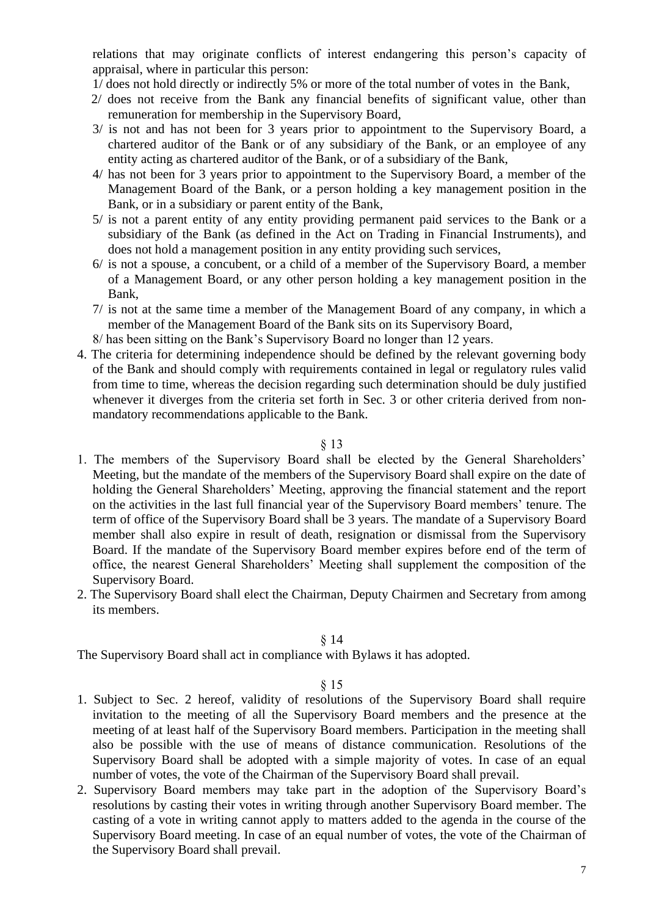relations that may originate conflicts of interest endangering this person's capacity of appraisal, where in particular this person:

1/ does not hold directly or indirectly 5% or more of the total number of votes in the Bank,

2/ does not receive from the Bank any financial benefits of significant value, other than remuneration for membership in the Supervisory Board,

3/ is not and has not been for 3 years prior to appointment to the Supervisory Board, a chartered auditor of the Bank or of any subsidiary of the Bank, or an employee of any entity acting as chartered auditor of the Bank, or of a subsidiary of the Bank,

4/ has not been for 3 years prior to appointment to the Supervisory Board, a member of the Management Board of the Bank, or a person holding a key management position in the Bank, or in a subsidiary or parent entity of the Bank,

5/ is not a parent entity of any entity providing permanent paid services to the Bank or a subsidiary of the Bank (as defined in the Act on Trading in Financial Instruments), and does not hold a management position in any entity providing such services,

6/ is not a spouse, a concubent, or a child of a member of the Supervisory Board, a member of a Management Board, or any other person holding a key management position in the Bank,

7/ is not at the same time a member of the Management Board of any company, in which a member of the Management Board of the Bank sits on its Supervisory Board,

8/ has been sitting on the Bank's Supervisory Board no longer than 12 years.

4. The criteria for determining independence should be defined by the relevant governing body of the Bank and should comply with requirements contained in legal or regulatory rules valid from time to time, whereas the decision regarding such determination should be duly justified whenever it diverges from the criteria set forth in Sec. 3 or other criteria derived from non-mandatory recommendations applicable to the Bank.

§ 13

1. The members of the Supervisory Board shall be elected by the General Shareholders' Meeting, but the mandate of the members of the Supervisory Board shall expire on the date of holding the General Shareholders' Meeting, approving the financial statement and the report on the activities in the last full financial year of the Supervisory Board members' tenure. The term of office of the Supervisory Board shall be 3 years. The mandate of a Supervisory Board member shall also expire in result of death, resignation or dismissal from the Supervisory Board. If the mandate of the Supervisory Board member expires before end of the term of office, the nearest General Shareholders' Meeting shall supplement the composition of the Supervisory Board.
2. The Supervisory Board shall elect the Chairman, Deputy Chairmen and Secretary from among its members.

§ 14

The Supervisory Board shall act in compliance with Bylaws it has adopted.

§ 15

1. Subject to Sec. 2 hereof, validity of resolutions of the Supervisory Board shall require invitation to the meeting of all the Supervisory Board members and the presence at the meeting of at least half of the Supervisory Board members. Participation in the meeting shall also be possible with the use of means of distance communication. Resolutions of the Supervisory Board shall be adopted with a simple majority of votes. In case of an equal number of votes, the vote of the Chairman of the Supervisory Board shall prevail.
2. Supervisory Board members may take part in the adoption of the Supervisory Board's resolutions by casting their votes in writing through another Supervisory Board member. The casting of a vote in writing cannot apply to matters added to the agenda in the course of the Supervisory Board meeting. In case of an equal number of votes, the vote of the Chairman of the Supervisory Board shall prevail.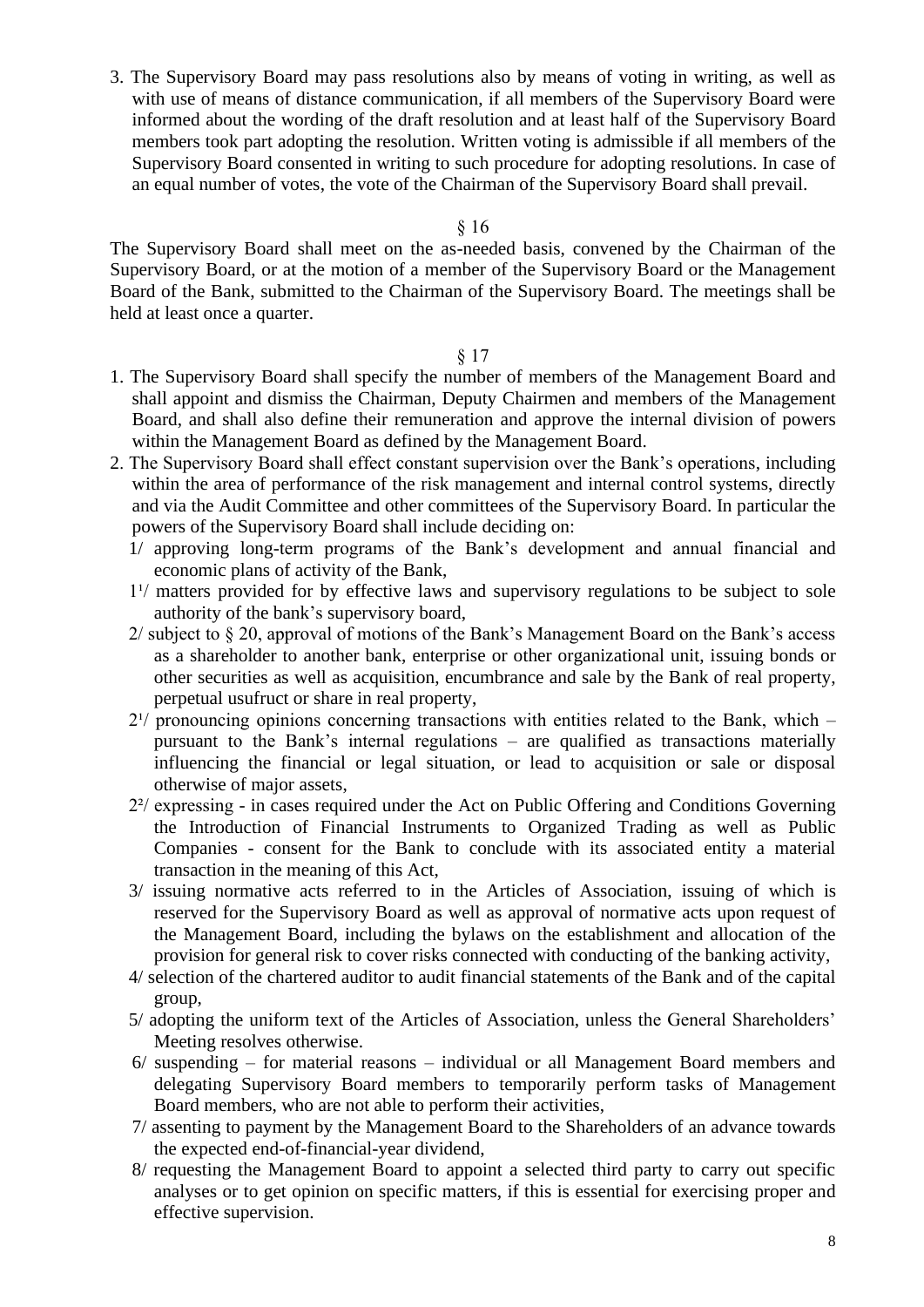3. The Supervisory Board may pass resolutions also by means of voting in writing, as well as with use of means of distance communication, if all members of the Supervisory Board were informed about the wording of the draft resolution and at least half of the Supervisory Board members took part adopting the resolution. Written voting is admissible if all members of the Supervisory Board consented in writing to such procedure for adopting resolutions. In case of an equal number of votes, the vote of the Chairman of the Supervisory Board shall prevail.

§ 16

The Supervisory Board shall meet on the as-needed basis, convened by the Chairman of the Supervisory Board, or at the motion of a member of the Supervisory Board or the Management Board of the Bank, submitted to the Chairman of the Supervisory Board. The meetings shall be held at least once a quarter.

§ 17

1. The Supervisory Board shall specify the number of members of the Management Board and shall appoint and dismiss the Chairman, Deputy Chairmen and members of the Management Board, and shall also define their remuneration and approve the internal division of powers within the Management Board as defined by the Management Board.
2. The Supervisory Board shall effect constant supervision over the Bank's operations, including within the area of performance of the risk management and internal control systems, directly and via the Audit Committee and other committees of the Supervisory Board. In particular the powers of the Supervisory Board shall include deciding on:
   1/ approving long-term programs of the Bank's development and annual financial and economic plans of activity of the Bank,
   1¹/ matters provided for by effective laws and supervisory regulations to be subject to sole authority of the bank's supervisory board,
   2/ subject to § 20, approval of motions of the Bank's Management Board on the Bank's access as a shareholder to another bank, enterprise or other organizational unit, issuing bonds or other securities as well as acquisition, encumbrance and sale by the Bank of real property, perpetual usufruct or share in real property,
   2¹/ pronouncing opinions concerning transactions with entities related to the Bank, which – pursuant to the Bank's internal regulations – are qualified as transactions materially influencing the financial or legal situation, or lead to acquisition or sale or disposal otherwise of major assets,
   2²/ expressing - in cases required under the Act on Public Offering and Conditions Governing the Introduction of Financial Instruments to Organized Trading as well as Public Companies - consent for the Bank to conclude with its associated entity a material transaction in the meaning of this Act,
   3/ issuing normative acts referred to in the Articles of Association, issuing of which is reserved for the Supervisory Board as well as approval of normative acts upon request of the Management Board, including the bylaws on the establishment and allocation of the provision for general risk to cover risks connected with conducting of the banking activity,
   4/ selection of the chartered auditor to audit financial statements of the Bank and of the capital group,
   5/ adopting the uniform text of the Articles of Association, unless the General Shareholders' Meeting resolves otherwise.
   6/ suspending – for material reasons – individual or all Management Board members and delegating Supervisory Board members to temporarily perform tasks of Management Board members, who are not able to perform their activities,
   7/ assenting to payment by the Management Board to the Shareholders of an advance towards the expected end-of-financial-year dividend,
   8/ requesting the Management Board to appoint a selected third party to carry out specific analyses or to get opinion on specific matters, if this is essential for exercising proper and effective supervision.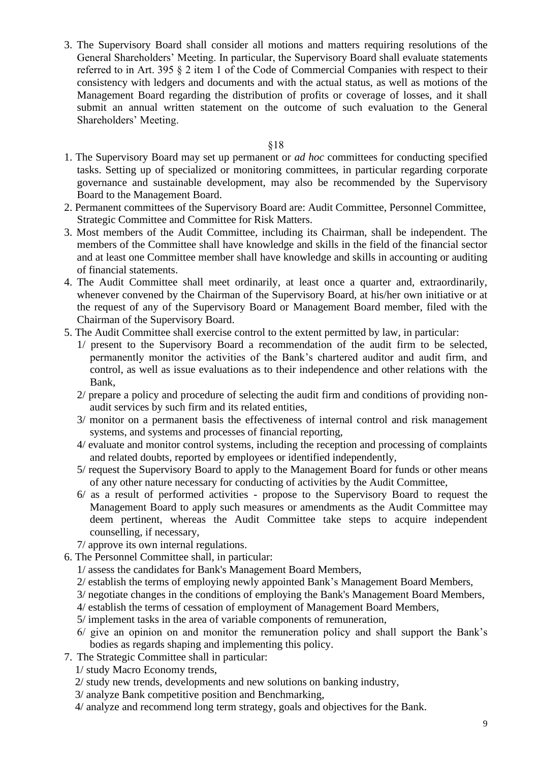3. The Supervisory Board shall consider all motions and matters requiring resolutions of the General Shareholders' Meeting. In particular, the Supervisory Board shall evaluate statements referred to in Art. 395 § 2 item 1 of the Code of Commercial Companies with respect to their consistency with ledgers and documents and with the actual status, as well as motions of the Management Board regarding the distribution of profits or coverage of losses, and it shall submit an annual written statement on the outcome of such evaluation to the General Shareholders' Meeting.

§18

1. The Supervisory Board may set up permanent or *ad hoc* committees for conducting specified tasks. Setting up of specialized or monitoring committees, in particular regarding corporate governance and sustainable development, may also be recommended by the Supervisory Board to the Management Board.
2. Permanent committees of the Supervisory Board are: Audit Committee, Personnel Committee, Strategic Committee and Committee for Risk Matters.
3. Most members of the Audit Committee, including its Chairman, shall be independent. The members of the Committee shall have knowledge and skills in the field of the financial sector and at least one Committee member shall have knowledge and skills in accounting or auditing of financial statements.
4. The Audit Committee shall meet ordinarily, at least once a quarter and, extraordinarily, whenever convened by the Chairman of the Supervisory Board, at his/her own initiative or at the request of any of the Supervisory Board or Management Board member, filed with the Chairman of the Supervisory Board.
5. The Audit Committee shall exercise control to the extent permitted by law, in particular:
   1/ present to the Supervisory Board a recommendation of the audit firm to be selected, permanently monitor the activities of the Bank's chartered auditor and audit firm, and control, as well as issue evaluations as to their independence and other relations with the Bank,
   2/ prepare a policy and procedure of selecting the audit firm and conditions of providing non-audit services by such firm and its related entities,
   3/ monitor on a permanent basis the effectiveness of internal control and risk management systems, and systems and processes of financial reporting,
   4/ evaluate and monitor control systems, including the reception and processing of complaints and related doubts, reported by employees or identified independently,
   5/ request the Supervisory Board to apply to the Management Board for funds or other means of any other nature necessary for conducting of activities by the Audit Committee,
   6/ as a result of performed activities - propose to the Supervisory Board to request the Management Board to apply such measures or amendments as the Audit Committee may deem pertinent, whereas the Audit Committee take steps to acquire independent counselling, if necessary,
   7/ approve its own internal regulations.
6. The Personnel Committee shall, in particular:
   1/ assess the candidates for Bank's Management Board Members,
   2/ establish the terms of employing newly appointed Bank's Management Board Members,
   3/ negotiate changes in the conditions of employing the Bank's Management Board Members,
   4/ establish the terms of cessation of employment of Management Board Members,
   5/ implement tasks in the area of variable components of remuneration,
   6/ give an opinion on and monitor the remuneration policy and shall support the Bank's bodies as regards shaping and implementing this policy.
7. The Strategic Committee shall in particular:
   1/ study Macro Economy trends,
   2/ study new trends, developments and new solutions on banking industry,
   3/ analyze Bank competitive position and Benchmarking,
   4/ analyze and recommend long term strategy, goals and objectives for the Bank.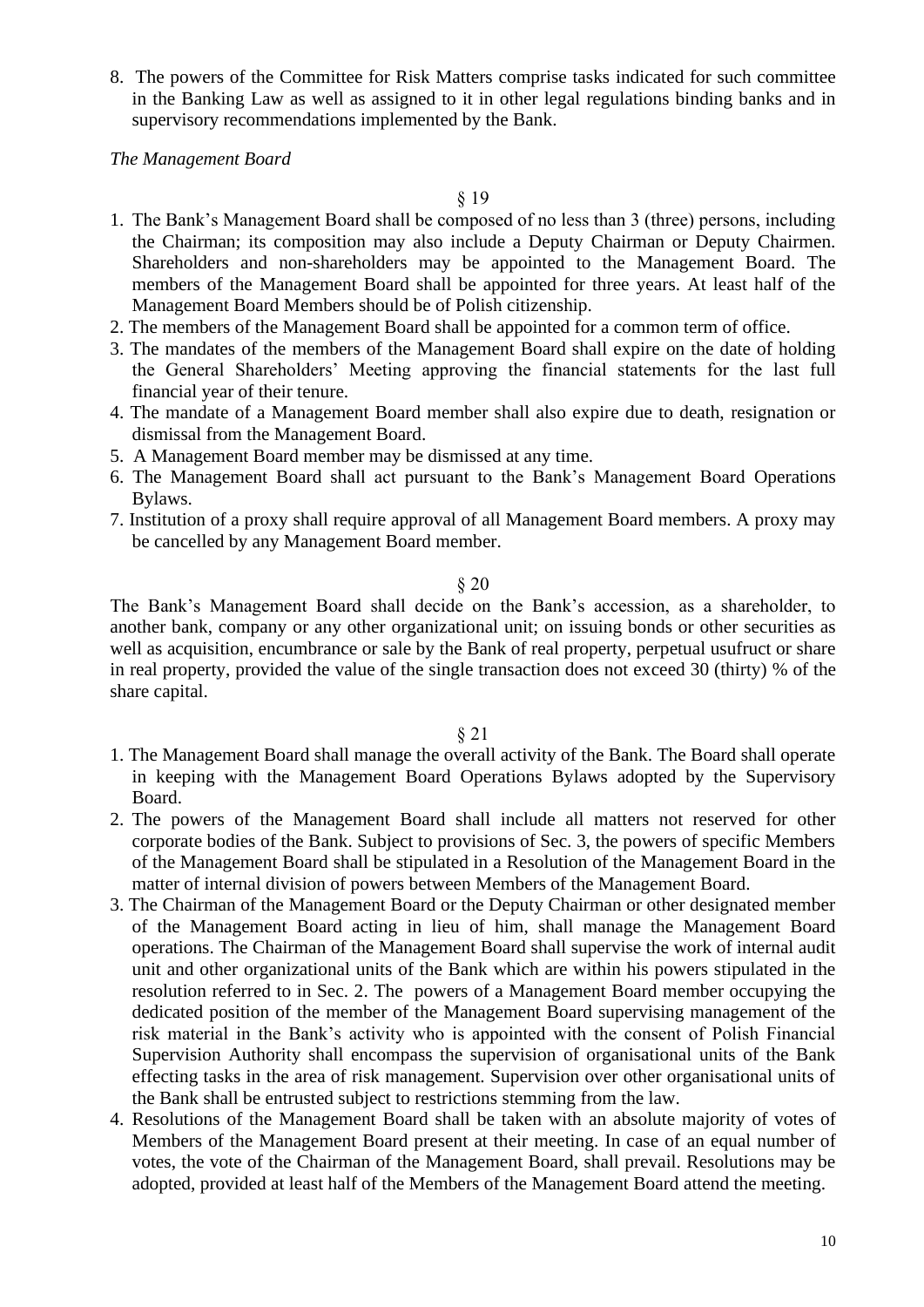8. The powers of the Committee for Risk Matters comprise tasks indicated for such committee in the Banking Law as well as assigned to it in other legal regulations binding banks and in supervisory recommendations implemented by the Bank.

*The Management Board*

§ 19

1. The Bank's Management Board shall be composed of no less than 3 (three) persons, including the Chairman; its composition may also include a Deputy Chairman or Deputy Chairmen. Shareholders and non-shareholders may be appointed to the Management Board. The members of the Management Board shall be appointed for three years. At least half of the Management Board Members should be of Polish citizenship.
2. The members of the Management Board shall be appointed for a common term of office.
3. The mandates of the members of the Management Board shall expire on the date of holding the General Shareholders' Meeting approving the financial statements for the last full financial year of their tenure.
4. The mandate of a Management Board member shall also expire due to death, resignation or dismissal from the Management Board.
5. A Management Board member may be dismissed at any time.
6. The Management Board shall act pursuant to the Bank's Management Board Operations Bylaws.
7. Institution of a proxy shall require approval of all Management Board members. A proxy may be cancelled by any Management Board member.

§ 20

The Bank's Management Board shall decide on the Bank's accession, as a shareholder, to another bank, company or any other organizational unit; on issuing bonds or other securities as well as acquisition, encumbrance or sale by the Bank of real property, perpetual usufruct or share in real property, provided the value of the single transaction does not exceed 30 (thirty) % of the share capital.

§ 21

1. The Management Board shall manage the overall activity of the Bank. The Board shall operate in keeping with the Management Board Operations Bylaws adopted by the Supervisory Board.
2. The powers of the Management Board shall include all matters not reserved for other corporate bodies of the Bank. Subject to provisions of Sec. 3, the powers of specific Members of the Management Board shall be stipulated in a Resolution of the Management Board in the matter of internal division of powers between Members of the Management Board.
3. The Chairman of the Management Board or the Deputy Chairman or other designated member of the Management Board acting in lieu of him, shall manage the Management Board operations. The Chairman of the Management Board shall supervise the work of internal audit unit and other organizational units of the Bank which are within his powers stipulated in the resolution referred to in Sec. 2. The powers of a Management Board member occupying the dedicated position of the member of the Management Board supervising management of the risk material in the Bank's activity who is appointed with the consent of Polish Financial Supervision Authority shall encompass the supervision of organisational units of the Bank effecting tasks in the area of risk management. Supervision over other organisational units of the Bank shall be entrusted subject to restrictions stemming from the law.
4. Resolutions of the Management Board shall be taken with an absolute majority of votes of Members of the Management Board present at their meeting. In case of an equal number of votes, the vote of the Chairman of the Management Board, shall prevail. Resolutions may be adopted, provided at least half of the Members of the Management Board attend the meeting.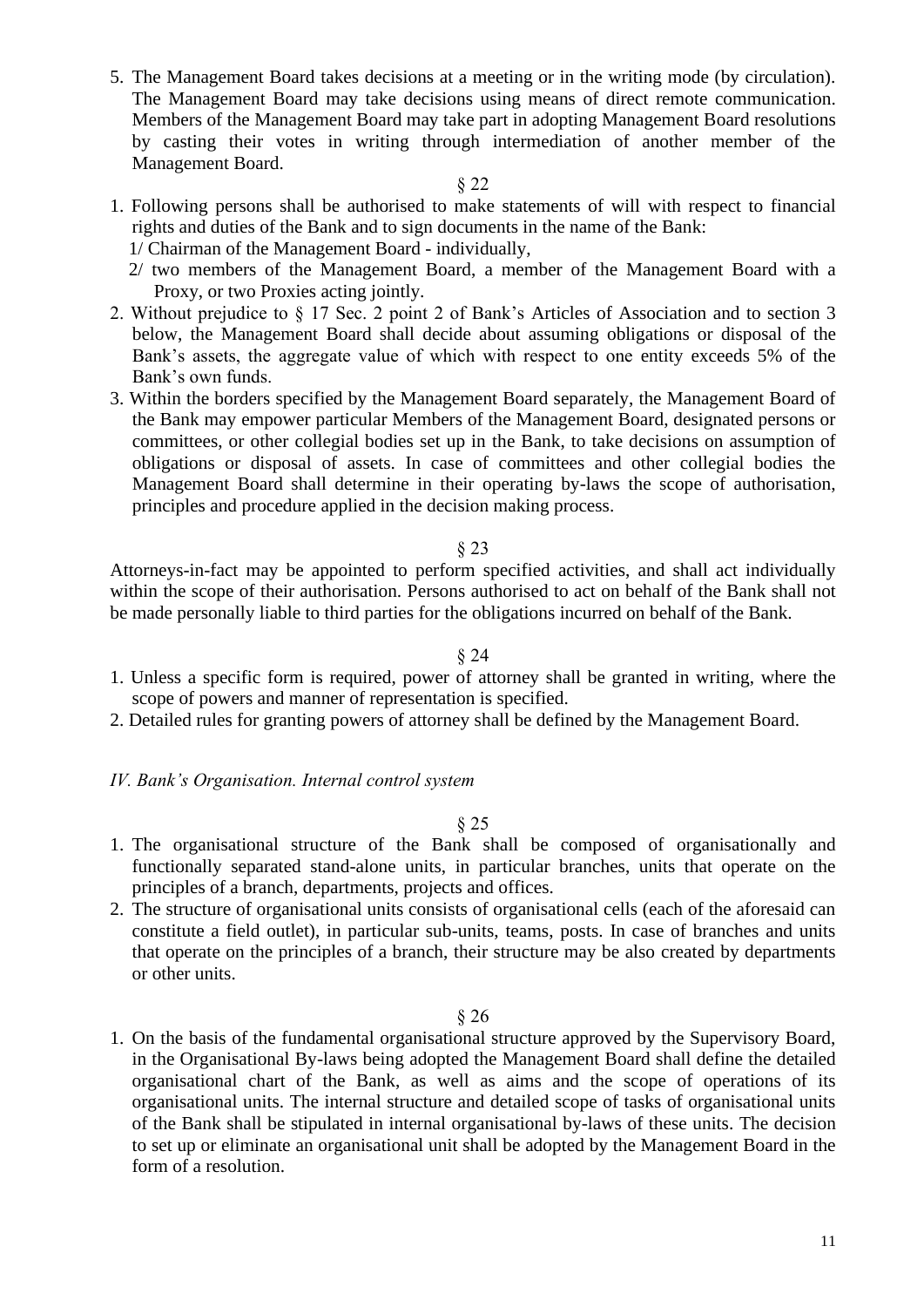5. The Management Board takes decisions at a meeting or in the writing mode (by circulation). The Management Board may take decisions using means of direct remote communication. Members of the Management Board may take part in adopting Management Board resolutions by casting their votes in writing through intermediation of another member of the Management Board.

§ 22

1. Following persons shall be authorised to make statements of will with respect to financial rights and duties of the Bank and to sign documents in the name of the Bank:
   1/ Chairman of the Management Board - individually,
   2/ two members of the Management Board, a member of the Management Board with a Proxy, or two Proxies acting jointly.
2. Without prejudice to § 17 Sec. 2 point 2 of Bank's Articles of Association and to section 3 below, the Management Board shall decide about assuming obligations or disposal of the Bank's assets, the aggregate value of which with respect to one entity exceeds 5% of the Bank's own funds.
3. Within the borders specified by the Management Board separately, the Management Board of the Bank may empower particular Members of the Management Board, designated persons or committees, or other collegial bodies set up in the Bank, to take decisions on assumption of obligations or disposal of assets. In case of committees and other collegial bodies the Management Board shall determine in their operating by-laws the scope of authorisation, principles and procedure applied in the decision making process.

§ 23

Attorneys-in-fact may be appointed to perform specified activities, and shall act individually within the scope of their authorisation. Persons authorised to act on behalf of the Bank shall not be made personally liable to third parties for the obligations incurred on behalf of the Bank.

§ 24

1. Unless a specific form is required, power of attorney shall be granted in writing, where the scope of powers and manner of representation is specified.
2. Detailed rules for granting powers of attorney shall be defined by the Management Board.

*IV. Bank's Organisation. Internal control system*

§ 25

1. The organisational structure of the Bank shall be composed of organisationally and functionally separated stand-alone units, in particular branches, units that operate on the principles of a branch, departments, projects and offices.
2. The structure of organisational units consists of organisational cells (each of the aforesaid can constitute a field outlet), in particular sub-units, teams, posts. In case of branches and units that operate on the principles of a branch, their structure may be also created by departments or other units.

§ 26

1. On the basis of the fundamental organisational structure approved by the Supervisory Board, in the Organisational By-laws being adopted the Management Board shall define the detailed organisational chart of the Bank, as well as aims and the scope of operations of its organisational units. The internal structure and detailed scope of tasks of organisational units of the Bank shall be stipulated in internal organisational by-laws of these units. The decision to set up or eliminate an organisational unit shall be adopted by the Management Board in the form of a resolution.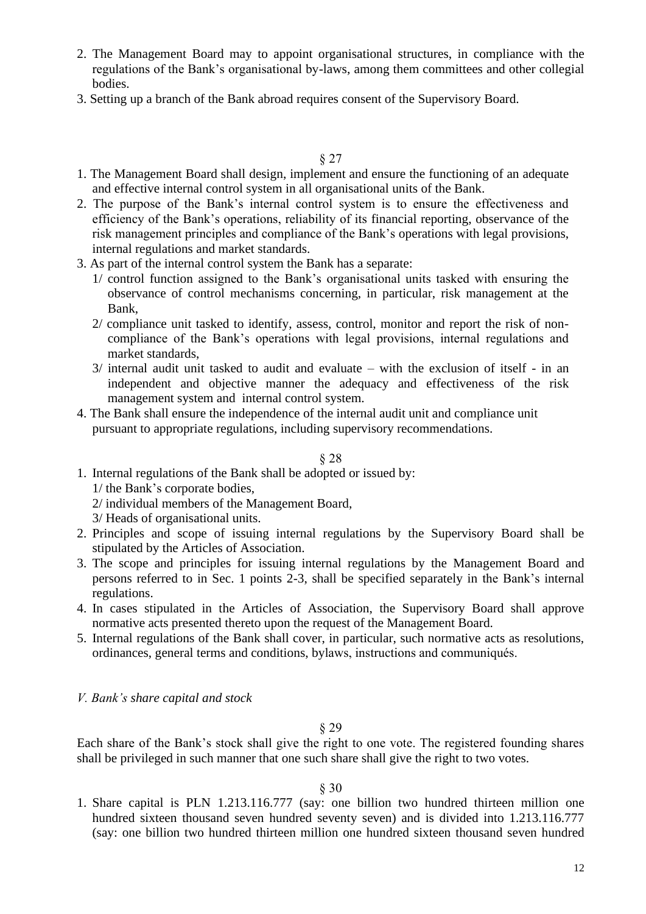2. The Management Board may to appoint organisational structures, in compliance with the regulations of the Bank's organisational by-laws, among them committees and other collegial bodies.
3. Setting up a branch of the Bank abroad requires consent of the Supervisory Board.

§ 27

1. The Management Board shall design, implement and ensure the functioning of an adequate and effective internal control system in all organisational units of the Bank.
2. The purpose of the Bank's internal control system is to ensure the effectiveness and efficiency of the Bank's operations, reliability of its financial reporting, observance of the risk management principles and compliance of the Bank's operations with legal provisions, internal regulations and market standards.
3. As part of the internal control system the Bank has a separate:
   1/ control function assigned to the Bank's organisational units tasked with ensuring the observance of control mechanisms concerning, in particular, risk management at the Bank,
   2/ compliance unit tasked to identify, assess, control, monitor and report the risk of non-compliance of the Bank's operations with legal provisions, internal regulations and market standards,
   3/ internal audit unit tasked to audit and evaluate – with the exclusion of itself - in an independent and objective manner the adequacy and effectiveness of the risk management system and internal control system.
4. The Bank shall ensure the independence of the internal audit unit and compliance unit pursuant to appropriate regulations, including supervisory recommendations.

§ 28

1. Internal regulations of the Bank shall be adopted or issued by:
   1/ the Bank's corporate bodies,
   2/ individual members of the Management Board,
   3/ Heads of organisational units.
2. Principles and scope of issuing internal regulations by the Supervisory Board shall be stipulated by the Articles of Association.
3. The scope and principles for issuing internal regulations by the Management Board and persons referred to in Sec. 1 points 2-3, shall be specified separately in the Bank's internal regulations.
4. In cases stipulated in the Articles of Association, the Supervisory Board shall approve normative acts presented thereto upon the request of the Management Board.
5. Internal regulations of the Bank shall cover, in particular, such normative acts as resolutions, ordinances, general terms and conditions, bylaws, instructions and communiqués.

*V. Bank's share capital and stock*

§ 29

Each share of the Bank's stock shall give the right to one vote. The registered founding shares shall be privileged in such manner that one such share shall give the right to two votes.

§ 30

1. Share capital is PLN 1.213.116.777 (say: one billion two hundred thirteen million one hundred sixteen thousand seven hundred seventy seven) and is divided into 1.213.116.777 (say: one billion two hundred thirteen million one hundred sixteen thousand seven hundred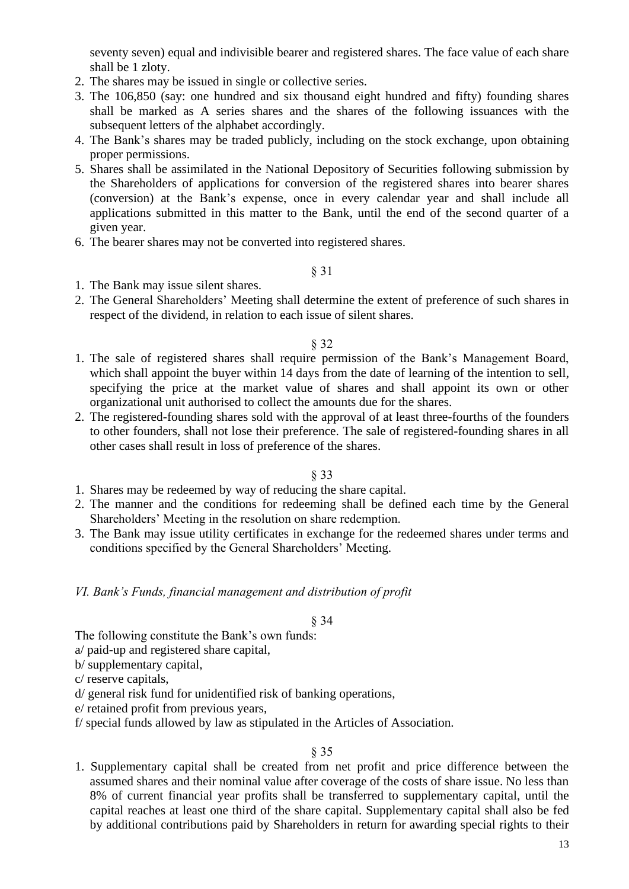seventy seven) equal and indivisible bearer and registered shares. The face value of each share shall be 1 zloty.

2. The shares may be issued in single or collective series.
3. The 106,850 (say: one hundred and six thousand eight hundred and fifty) founding shares shall be marked as A series shares and the shares of the following issuances with the subsequent letters of the alphabet accordingly.
4. The Bank's shares may be traded publicly, including on the stock exchange, upon obtaining proper permissions.
5. Shares shall be assimilated in the National Depository of Securities following submission by the Shareholders of applications for conversion of the registered shares into bearer shares (conversion) at the Bank's expense, once in every calendar year and shall include all applications submitted in this matter to the Bank, until the end of the second quarter of a given year.
6. The bearer shares may not be converted into registered shares.

§ 31

1. The Bank may issue silent shares.
2. The General Shareholders' Meeting shall determine the extent of preference of such shares in respect of the dividend, in relation to each issue of silent shares.

§ 32

1. The sale of registered shares shall require permission of the Bank's Management Board, which shall appoint the buyer within 14 days from the date of learning of the intention to sell, specifying the price at the market value of shares and shall appoint its own or other organizational unit authorised to collect the amounts due for the shares.
2. The registered-founding shares sold with the approval of at least three-fourths of the founders to other founders, shall not lose their preference. The sale of registered-founding shares in all other cases shall result in loss of preference of the shares.

§ 33

1. Shares may be redeemed by way of reducing the share capital.
2. The manner and the conditions for redeeming shall be defined each time by the General Shareholders' Meeting in the resolution on share redemption.
3. The Bank may issue utility certificates in exchange for the redeemed shares under terms and conditions specified by the General Shareholders' Meeting.

*VI. Bank's Funds, financial management and distribution of profit*

§ 34

The following constitute the Bank's own funds:

a/ paid-up and registered share capital,

b/ supplementary capital,

c/ reserve capitals,

d/ general risk fund for unidentified risk of banking operations,

e/ retained profit from previous years,

f/ special funds allowed by law as stipulated in the Articles of Association.

§ 35

1. Supplementary capital shall be created from net profit and price difference between the assumed shares and their nominal value after coverage of the costs of share issue. No less than 8% of current financial year profits shall be transferred to supplementary capital, until the capital reaches at least one third of the share capital. Supplementary capital shall also be fed by additional contributions paid by Shareholders in return for awarding special rights to their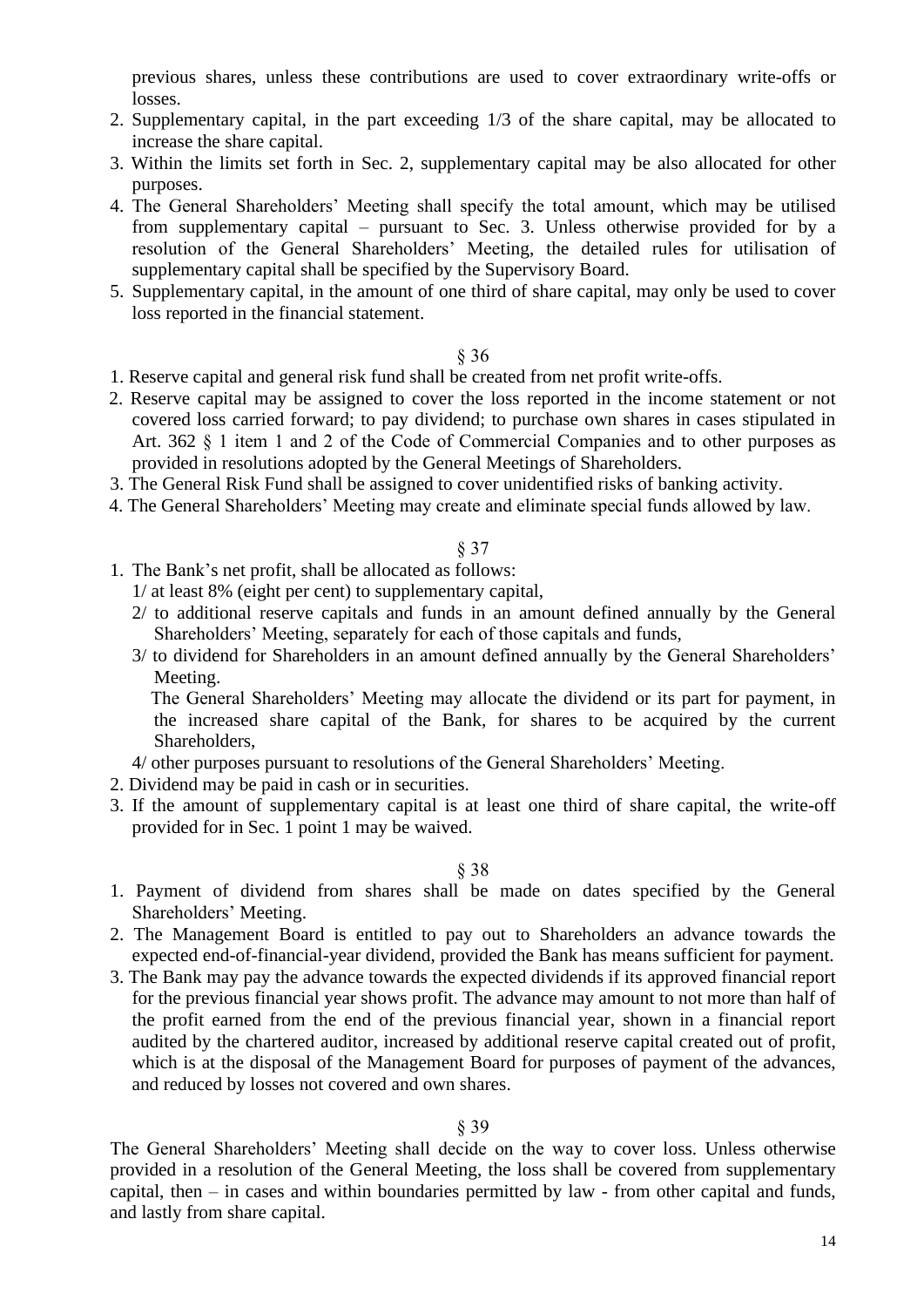previous shares, unless these contributions are used to cover extraordinary write-offs or losses.

2. Supplementary capital, in the part exceeding 1/3 of the share capital, may be allocated to increase the share capital.
3. Within the limits set forth in Sec. 2, supplementary capital may be also allocated for other purposes.
4. The General Shareholders' Meeting shall specify the total amount, which may be utilised from supplementary capital – pursuant to Sec. 3. Unless otherwise provided for by a resolution of the General Shareholders' Meeting, the detailed rules for utilisation of supplementary capital shall be specified by the Supervisory Board.
5. Supplementary capital, in the amount of one third of share capital, may only be used to cover loss reported in the financial statement.

§ 36

1. Reserve capital and general risk fund shall be created from net profit write-offs.
2. Reserve capital may be assigned to cover the loss reported in the income statement or not covered loss carried forward; to pay dividend; to purchase own shares in cases stipulated in Art. 362 § 1 item 1 and 2 of the Code of Commercial Companies and to other purposes as provided in resolutions adopted by the General Meetings of Shareholders.
3. The General Risk Fund shall be assigned to cover unidentified risks of banking activity.
4. The General Shareholders' Meeting may create and eliminate special funds allowed by law.

§ 37

1. The Bank's net profit, shall be allocated as follows:
   1/ at least 8% (eight per cent) to supplementary capital,
   2/ to additional reserve capitals and funds in an amount defined annually by the General Shareholders' Meeting, separately for each of those capitals and funds,
   3/ to dividend for Shareholders in an amount defined annually by the General Shareholders' Meeting.
   The General Shareholders' Meeting may allocate the dividend or its part for payment, in the increased share capital of the Bank, for shares to be acquired by the current Shareholders,
   4/ other purposes pursuant to resolutions of the General Shareholders' Meeting.
2. Dividend may be paid in cash or in securities.
3. If the amount of supplementary capital is at least one third of share capital, the write-off provided for in Sec. 1 point 1 may be waived.

§ 38

1. Payment of dividend from shares shall be made on dates specified by the General Shareholders' Meeting.
2. The Management Board is entitled to pay out to Shareholders an advance towards the expected end-of-financial-year dividend, provided the Bank has means sufficient for payment.
3. The Bank may pay the advance towards the expected dividends if its approved financial report for the previous financial year shows profit. The advance may amount to not more than half of the profit earned from the end of the previous financial year, shown in a financial report audited by the chartered auditor, increased by additional reserve capital created out of profit, which is at the disposal of the Management Board for purposes of payment of the advances, and reduced by losses not covered and own shares.

§ 39

The General Shareholders' Meeting shall decide on the way to cover loss. Unless otherwise provided in a resolution of the General Meeting, the loss shall be covered from supplementary capital, then – in cases and within boundaries permitted by law - from other capital and funds, and lastly from share capital.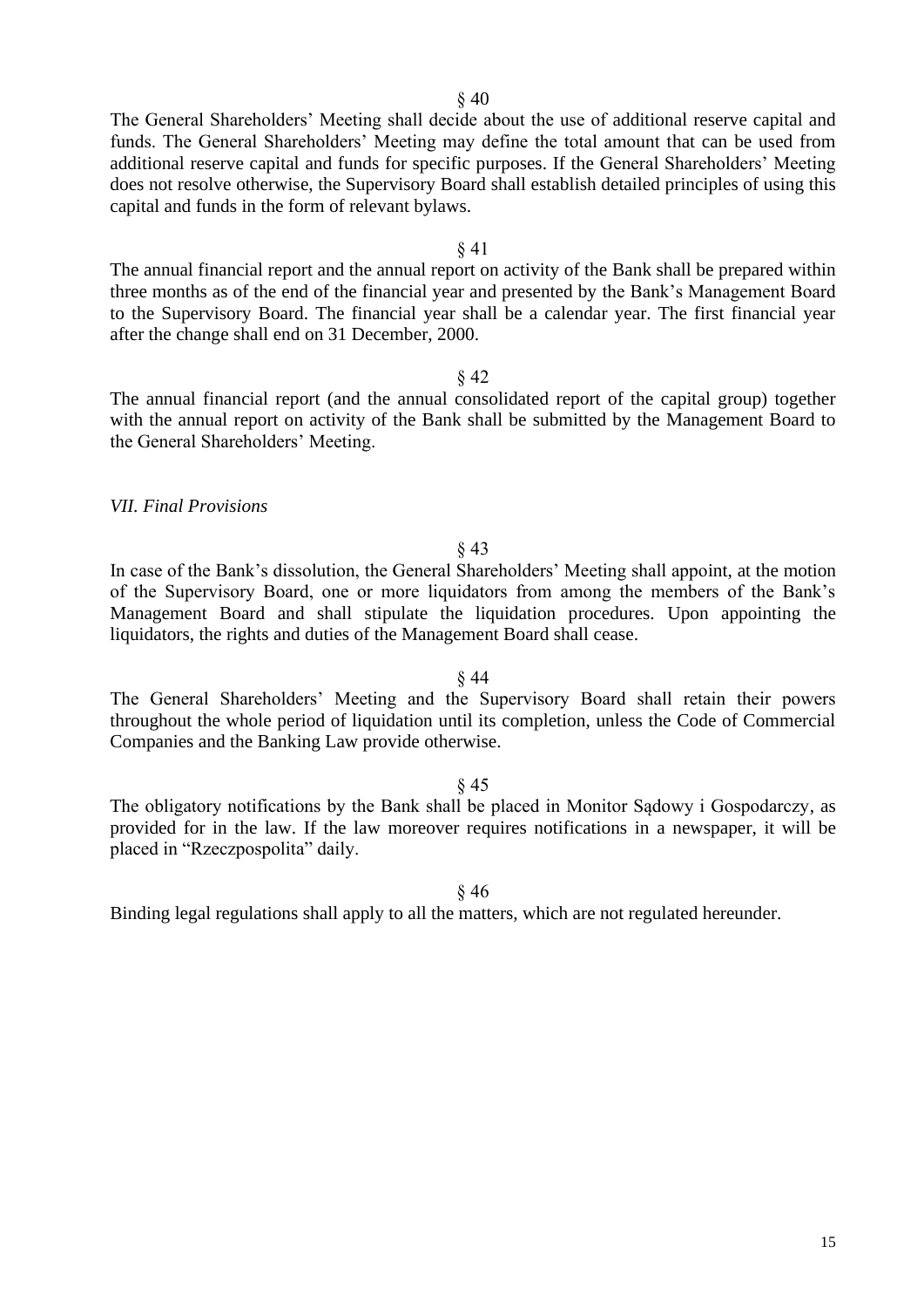§ 40

The General Shareholders' Meeting shall decide about the use of additional reserve capital and funds. The General Shareholders' Meeting may define the total amount that can be used from additional reserve capital and funds for specific purposes. If the General Shareholders' Meeting does not resolve otherwise, the Supervisory Board shall establish detailed principles of using this capital and funds in the form of relevant bylaws.

§ 41

The annual financial report and the annual report on activity of the Bank shall be prepared within three months as of the end of the financial year and presented by the Bank's Management Board to the Supervisory Board. The financial year shall be a calendar year. The first financial year after the change shall end on 31 December, 2000.

§ 42

The annual financial report (and the annual consolidated report of the capital group) together with the annual report on activity of the Bank shall be submitted by the Management Board to the General Shareholders' Meeting.

*VII. Final Provisions*

§ 43

In case of the Bank's dissolution, the General Shareholders' Meeting shall appoint, at the motion of the Supervisory Board, one or more liquidators from among the members of the Bank's Management Board and shall stipulate the liquidation procedures. Upon appointing the liquidators, the rights and duties of the Management Board shall cease.

§ 44

The General Shareholders' Meeting and the Supervisory Board shall retain their powers throughout the whole period of liquidation until its completion, unless the Code of Commercial Companies and the Banking Law provide otherwise.

§ 45

The obligatory notifications by the Bank shall be placed in Monitor Sądowy i Gospodarczy, as provided for in the law. If the law moreover requires notifications in a newspaper, it will be placed in "Rzeczpospolita" daily.

§ 46

Binding legal regulations shall apply to all the matters, which are not regulated hereunder.